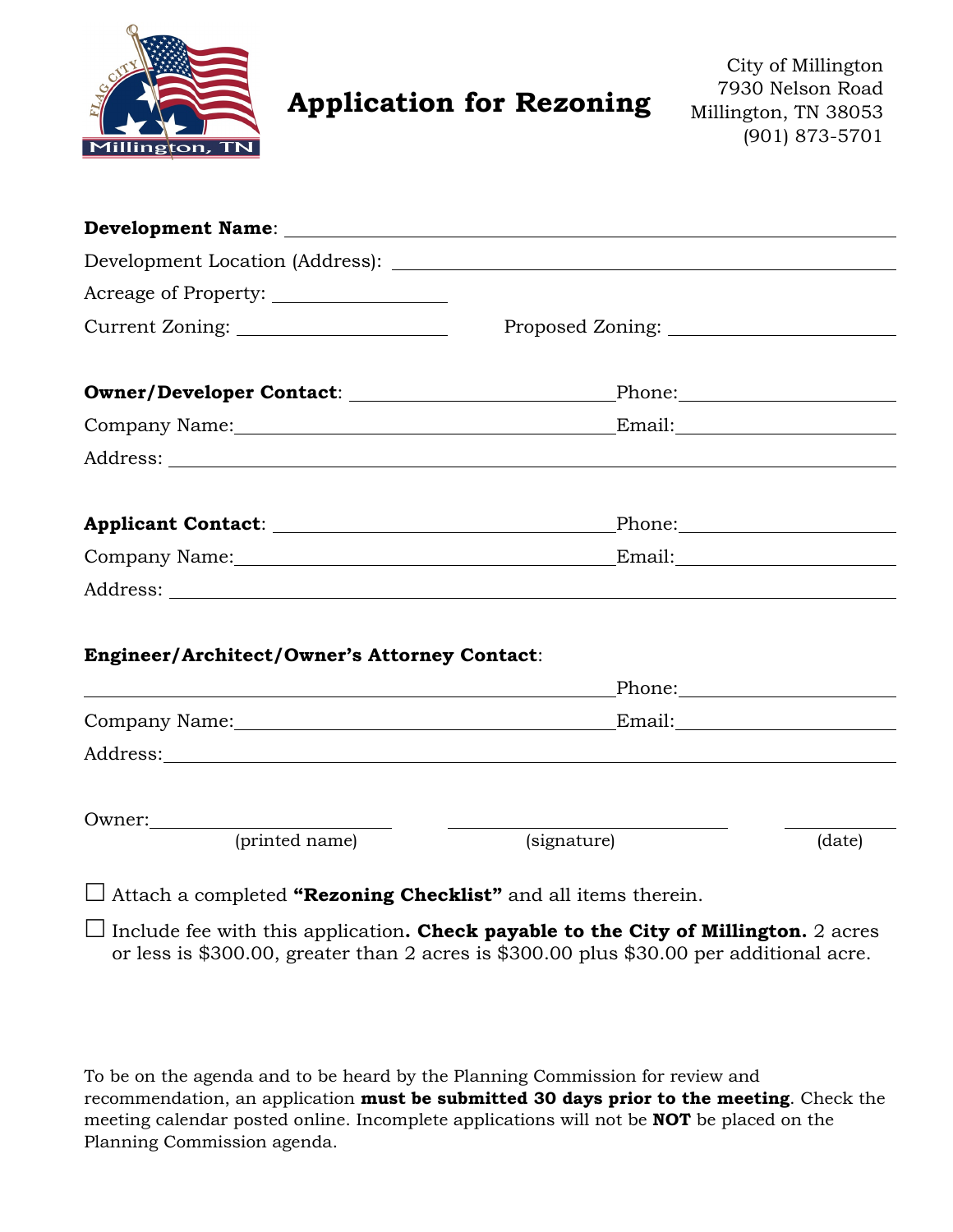# Application for Rezoning

City of Millington
7930 Nelson Road
Millington, TN 38053
(901) 873-5701

**Development Name**: ______________________________

Development Location (Address): ______________________________

Acreage of Property: ______________

Current Zoning: ______________ Proposed Zoning: ______________

**Owner/Developer Contact**: ______________ Phone: ______________

Company Name: ______________ Email: ______________

Address: ______________________________

**Applicant Contact**: ______________ Phone: ______________

Company Name: ______________ Email: ______________

Address: ______________________________

**Engineer/Architect/Owner's Attorney Contact**:

______________ Phone: ______________

Company Name: ______________ Email: ______________

Address: ______________________________

Owner: ______________ ______________ ______________
(printed name) (signature) (date)

☐ Attach a completed **"Rezoning Checklist"** and all items therein.

☐ Include fee with this application**. Check payable to the City of Millington.** 2 acres or less is $300.00, greater than 2 acres is $300.00 plus $30.00 per additional acre.

To be on the agenda and to be heard by the Planning Commission for review and recommendation, an application **must be submitted 30 days prior to the meeting**. Check the meeting calendar posted online. Incomplete applications will not be **NOT** be placed on the Planning Commission agenda.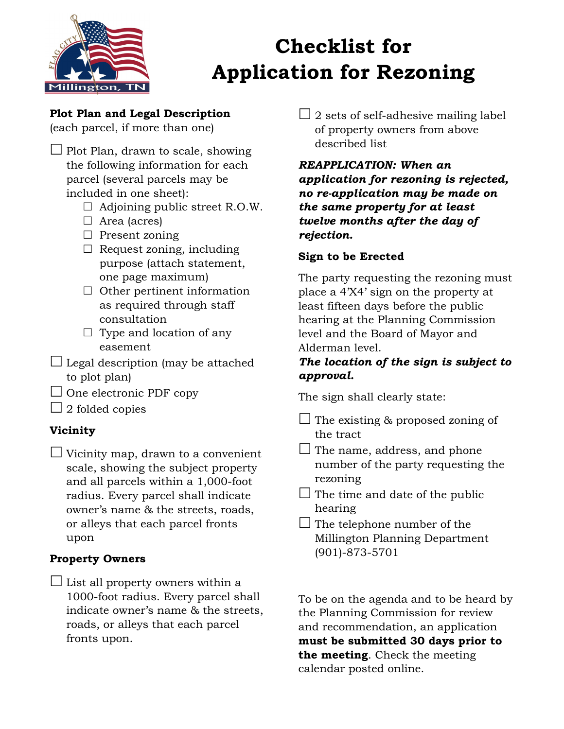# Checklist for Application for Rezoning

**Plot Plan and Legal Description**
(each parcel, if more than one)

- ☐ Plot Plan, drawn to scale, showing the following information for each parcel (several parcels may be included in one sheet):
  - ☐ Adjoining public street R.O.W.
  - ☐ Area (acres)
  - ☐ Present zoning
  - ☐ Request zoning, including purpose (attach statement, one page maximum)
  - ☐ Other pertinent information as required through staff consultation
  - ☐ Type and location of any easement
- ☐ Legal description (may be attached to plot plan)
- ☐ One electronic PDF copy
- ☐ 2 folded copies

**Vicinity**

- ☐ Vicinity map, drawn to a convenient scale, showing the subject property and all parcels within a 1,000-foot radius. Every parcel shall indicate owner's name & the streets, roads, or alleys that each parcel fronts upon

**Property Owners**

- ☐ List all property owners within a 1000-foot radius. Every parcel shall indicate owner's name & the streets, roads, or alleys that each parcel fronts upon.
- ☐ 2 sets of self-adhesive mailing label of property owners from above described list

***REAPPLICATION: When an application for rezoning is rejected, no re-application may be made on the same property for at least twelve months after the day of rejection.***

**Sign to be Erected**

The party requesting the rezoning must place a 4'X4' sign on the property at least fifteen days before the public hearing at the Planning Commission level and the Board of Mayor and Alderman level.
***The location of the sign is subject to approval.***

The sign shall clearly state:

- ☐ The existing & proposed zoning of the tract
- ☐ The name, address, and phone number of the party requesting the rezoning
- ☐ The time and date of the public hearing
- ☐ The telephone number of the Millington Planning Department (901)-873-5701

To be on the agenda and to be heard by the Planning Commission for review and recommendation, an application **must be submitted 30 days prior to the meeting**. Check the meeting calendar posted online.